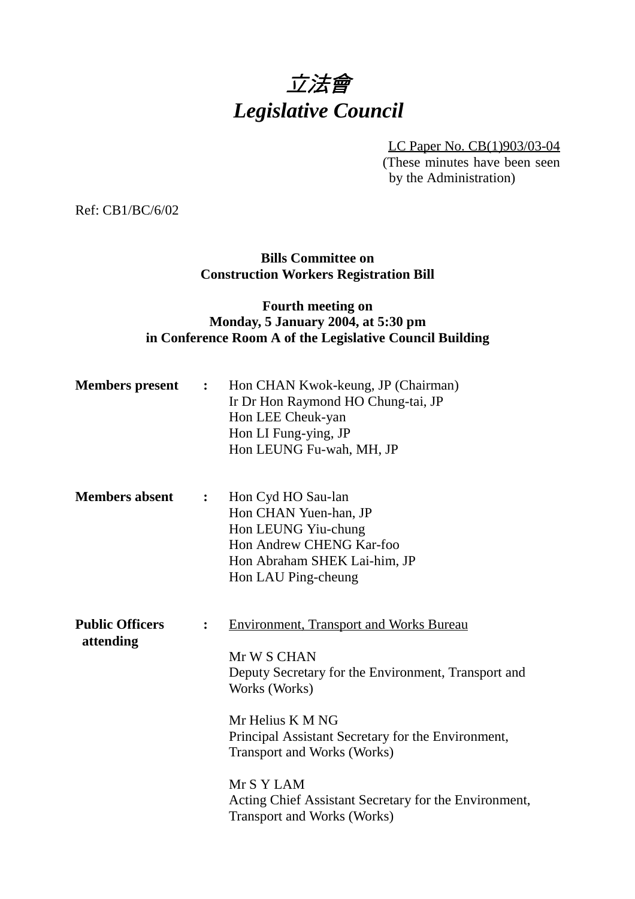# 立法會
# *Legislative Council*

LC Paper No. CB(1)903/03-04
(These minutes have been seen by the Administration)

Ref: CB1/BC/6/02

**Bills Committee on**
**Construction Workers Registration Bill**

**Fourth meeting on**
**Monday, 5 January 2004, at 5:30 pm**
**in Conference Room A of the Legislative Council Building**

**Members present :**

Hon CHAN Kwok-keung, JP (Chairman)
Ir Dr Hon Raymond HO Chung-tai, JP
Hon LEE Cheuk-yan
Hon LI Fung-ying, JP
Hon LEUNG Fu-wah, MH, JP

**Members absent :**

Hon Cyd HO Sau-lan
Hon CHAN Yuen-han, JP
Hon LEUNG Yiu-chung
Hon Andrew CHENG Kar-foo
Hon Abraham SHEK Lai-him, JP
Hon LAU Ping-cheung

**Public Officers attending :**

Environment, Transport and Works Bureau

Mr W S CHAN
Deputy Secretary for the Environment, Transport and Works (Works)

Mr Helius K M NG
Principal Assistant Secretary for the Environment, Transport and Works (Works)

Mr S Y LAM
Acting Chief Assistant Secretary for the Environment, Transport and Works (Works)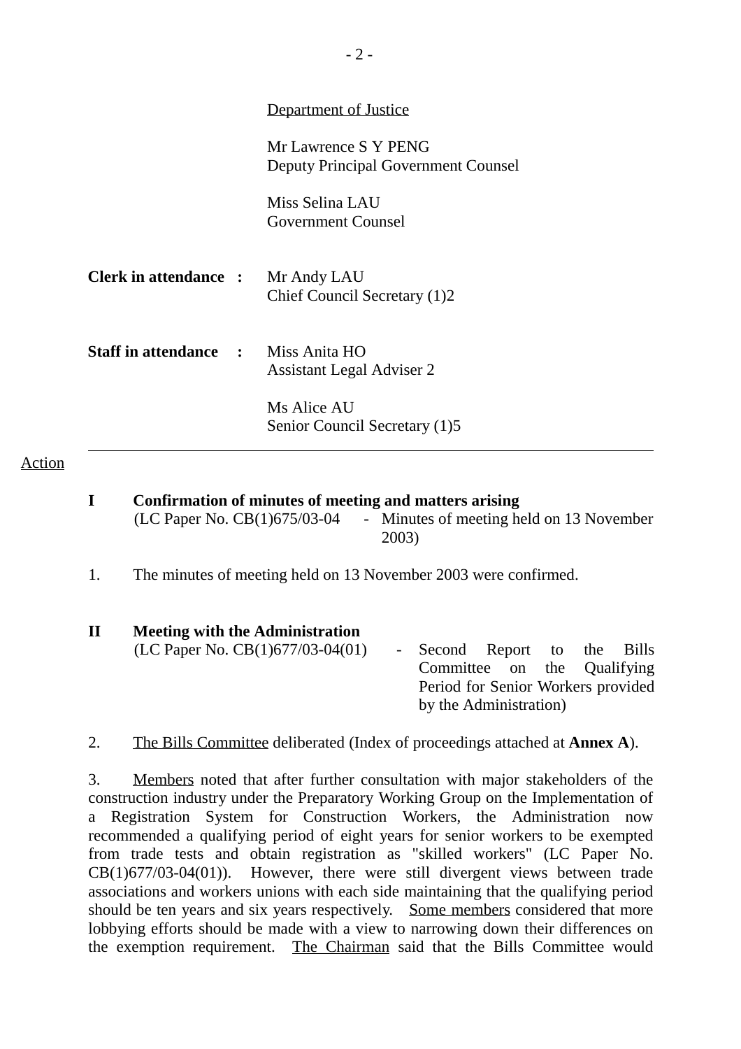Department of Justice

Mr Lawrence S Y PENG
Deputy Principal Government Counsel

Miss Selina LAU
Government Counsel

**Clerk in attendance :** Mr Andy LAU
Chief Council Secretary (1)2

**Staff in attendance :** Miss Anita HO
Assistant Legal Adviser 2

Ms Alice AU
Senior Council Secretary (1)5

---

Action

**I Confirmation of minutes of meeting and matters arising**
(LC Paper No. CB(1)675/03-04 - Minutes of meeting held on 13 November 2003)

1. The minutes of meeting held on 13 November 2003 were confirmed.

**II Meeting with the Administration**
(LC Paper No. CB(1)677/03-04(01) - Second Report to the Bills Committee on the Qualifying Period for Senior Workers provided by the Administration)

2. The Bills Committee deliberated (Index of proceedings attached at **Annex A**).

3. Members noted that after further consultation with major stakeholders of the construction industry under the Preparatory Working Group on the Implementation of a Registration System for Construction Workers, the Administration now recommended a qualifying period of eight years for senior workers to be exempted from trade tests and obtain registration as "skilled workers" (LC Paper No. CB(1)677/03-04(01)). However, there were still divergent views between trade associations and workers unions with each side maintaining that the qualifying period should be ten years and six years respectively. Some members considered that more lobbying efforts should be made with a view to narrowing down their differences on the exemption requirement. The Chairman said that the Bills Committee would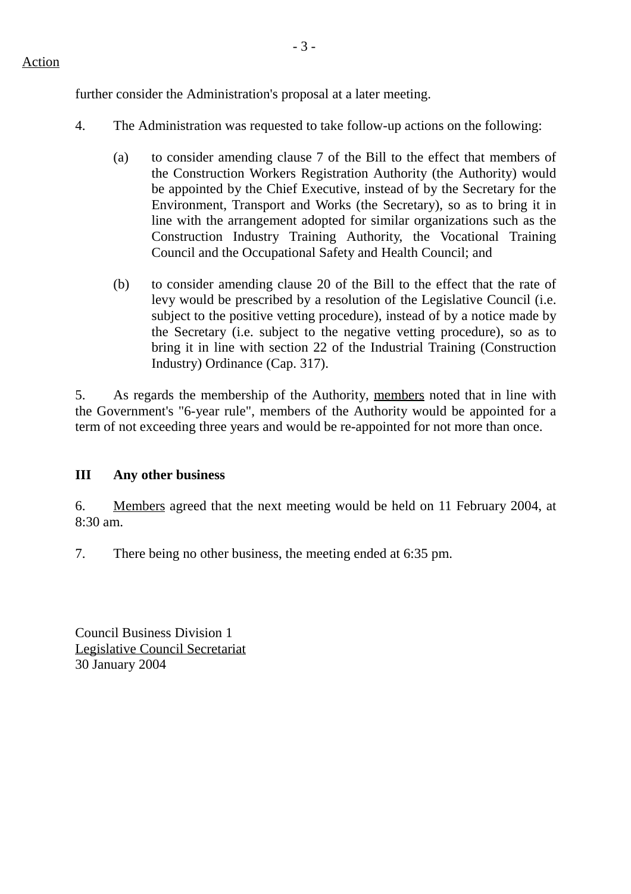Action

further consider the Administration's proposal at a later meeting.

4. The Administration was requested to take follow-up actions on the following:

   (a) to consider amending clause 7 of the Bill to the effect that members of the Construction Workers Registration Authority (the Authority) would be appointed by the Chief Executive, instead of by the Secretary for the Environment, Transport and Works (the Secretary), so as to bring it in line with the arrangement adopted for similar organizations such as the Construction Industry Training Authority, the Vocational Training Council and the Occupational Safety and Health Council; and

   (b) to consider amending clause 20 of the Bill to the effect that the rate of levy would be prescribed by a resolution of the Legislative Council (i.e. subject to the positive vetting procedure), instead of by a notice made by the Secretary (i.e. subject to the negative vetting procedure), so as to bring it in line with section 22 of the Industrial Training (Construction Industry) Ordinance (Cap. 317).

5. As regards the membership of the Authority, members noted that in line with the Government's "6-year rule", members of the Authority would be appointed for a term of not exceeding three years and would be re-appointed for not more than once.

**III Any other business**

6. Members agreed that the next meeting would be held on 11 February 2004, at 8:30 am.

7. There being no other business, the meeting ended at 6:35 pm.

Council Business Division 1
Legislative Council Secretariat
30 January 2004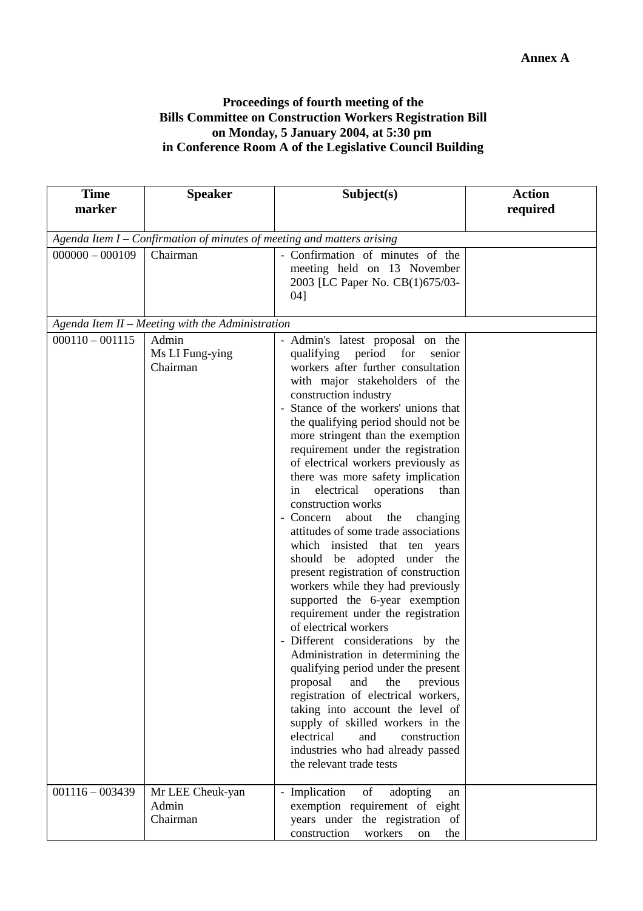**Annex A**

**Proceedings of fourth meeting of the**
**Bills Committee on Construction Workers Registration Bill**
**on Monday, 5 January 2004, at 5:30 pm**
**in Conference Room A of the Legislative Council Building**

| Time marker | Speaker | Subject(s) | Action required |
|---|---|---|---|
| *Agenda Item I – Confirmation of minutes of meeting and matters arising* | | | |
| 000000 – 000109 | Chairman | - Confirmation of minutes of the meeting held on 13 November 2003 [LC Paper No. CB(1)675/03-04] | |
| *Agenda Item II – Meeting with the Administration* | | | |
| 000110 – 001115 | Admin<br>Ms LI Fung-ying<br>Chairman | - Admin's latest proposal on the qualifying period for senior workers after further consultation with major stakeholders of the construction industry<br>- Stance of the workers' unions that the qualifying period should not be more stringent than the exemption requirement under the registration of electrical workers previously as there was more safety implication in electrical operations than construction works<br>- Concern about the changing attitudes of some trade associations which insisted that ten years should be adopted under the present registration of construction workers while they had previously supported the 6-year exemption requirement under the registration of electrical workers<br>- Different considerations by the Administration in determining the qualifying period under the present proposal and the previous registration of electrical workers, taking into account the level of supply of skilled workers in the electrical and construction industries who had already passed the relevant trade tests | |
| 001116 – 003439 | Mr LEE Cheuk-yan<br>Admin<br>Chairman | - Implication of adopting an exemption requirement of eight years under the registration of construction workers on the | |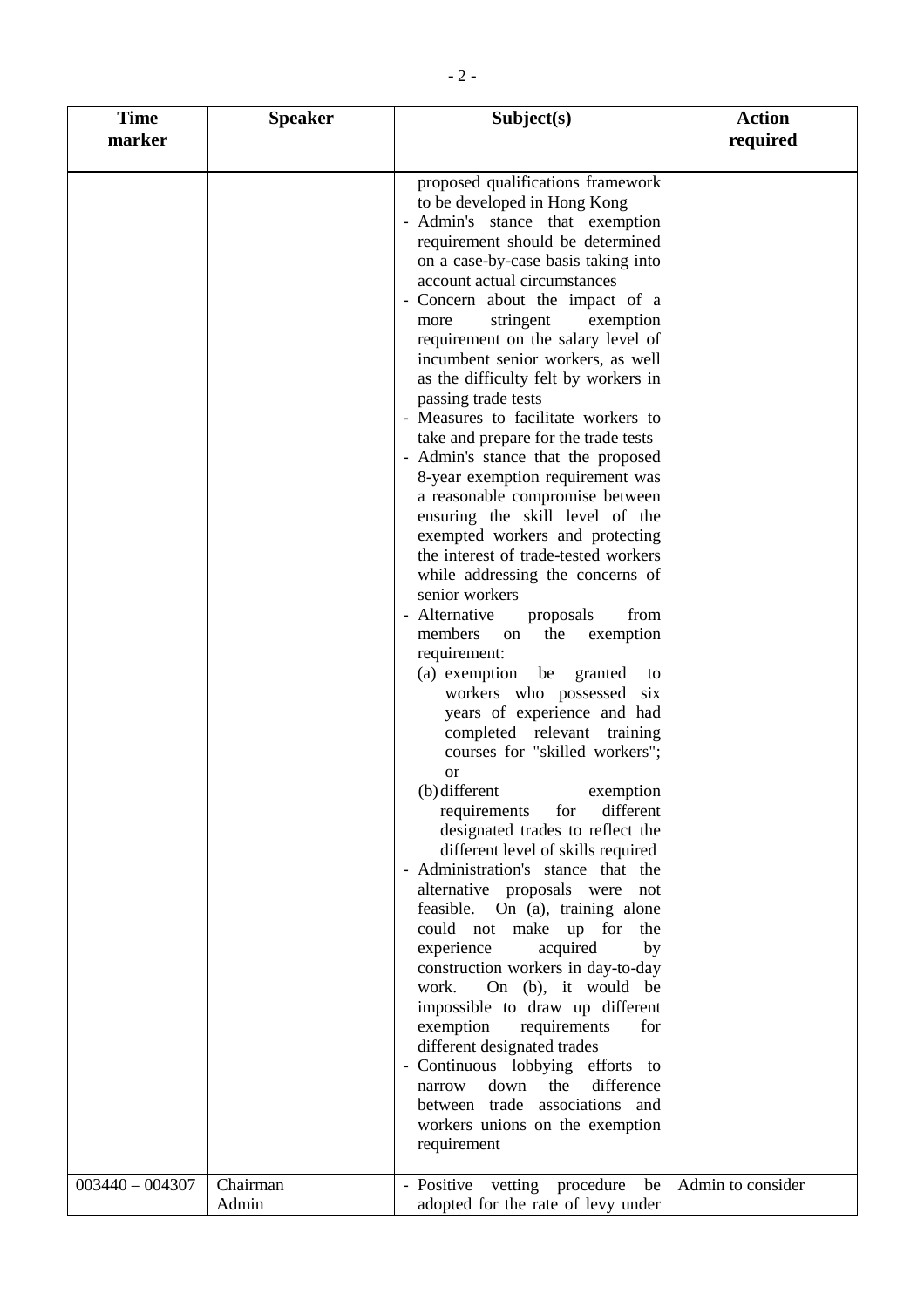| Time marker | Speaker | Subject(s) | Action required |
|---|---|---|---|
| | | proposed qualifications framework to be developed in Hong Kong<br>- Admin's stance that exemption requirement should be determined on a case-by-case basis taking into account actual circumstances<br>- Concern about the impact of a more stringent exemption requirement on the salary level of incumbent senior workers, as well as the difficulty felt by workers in passing trade tests<br>- Measures to facilitate workers to take and prepare for the trade tests<br>- Admin's stance that the proposed 8-year exemption requirement was a reasonable compromise between ensuring the skill level of the exempted workers and protecting the interest of trade-tested workers while addressing the concerns of senior workers<br>- Alternative proposals from members on the exemption requirement:<br>(a) exemption be granted to workers who possessed six years of experience and had completed relevant training courses for "skilled workers"; or<br>(b) different exemption requirements for different designated trades to reflect the different level of skills required<br>- Administration's stance that the alternative proposals were not feasible. On (a), training alone could not make up for the experience acquired by construction workers in day-to-day work. On (b), it would be impossible to draw up different exemption requirements for different designated trades<br>- Continuous lobbying efforts to narrow down the difference between trade associations and workers unions on the exemption requirement | |
| 003440 – 004307 | Chairman<br>Admin | - Positive vetting procedure be adopted for the rate of levy under | Admin to consider |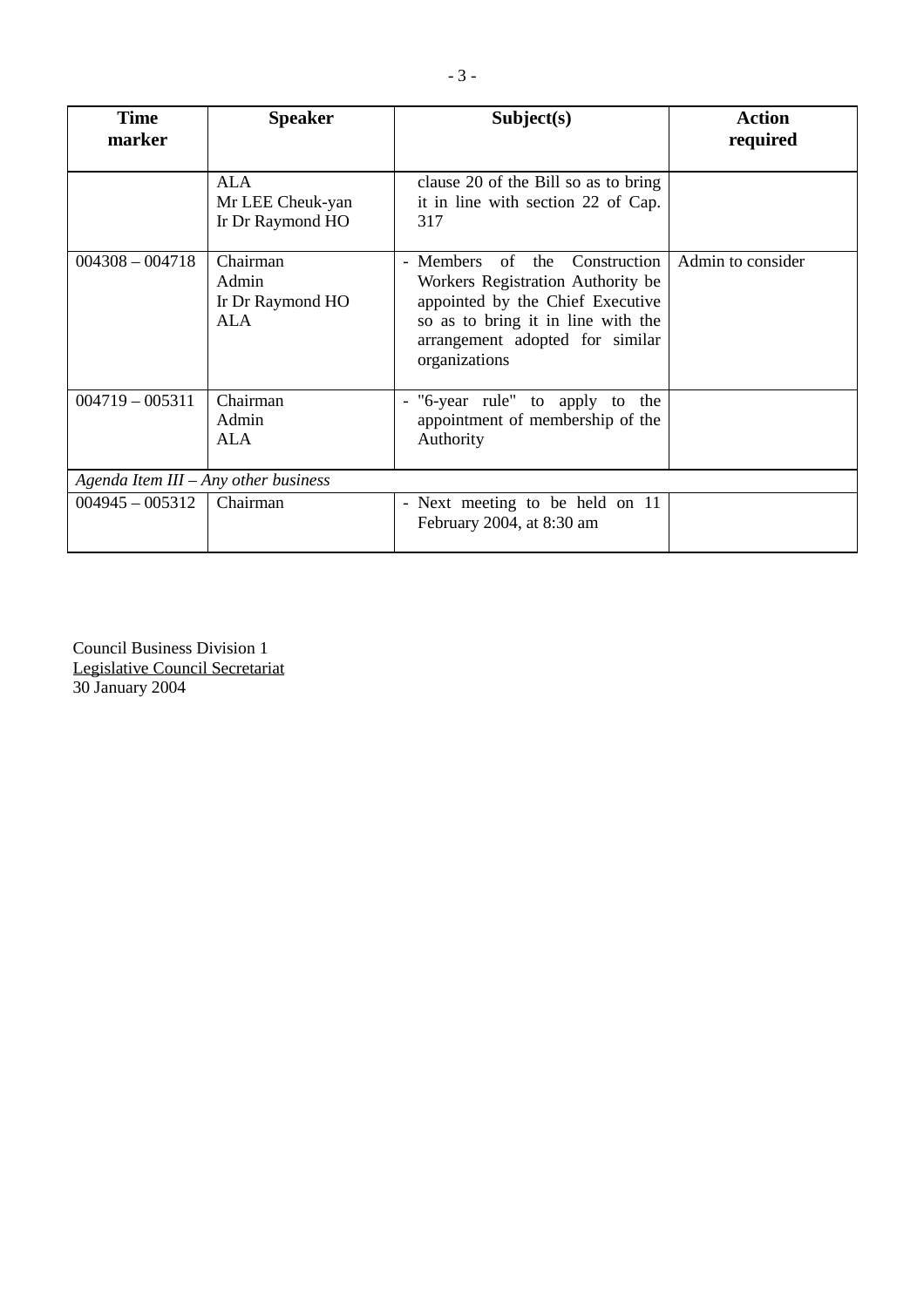| Time marker | Speaker | Subject(s) | Action required |
|---|---|---|---|
| | ALA<br>Mr LEE Cheuk-yan<br>Ir Dr Raymond HO | clause 20 of the Bill so as to bring it in line with section 22 of Cap. 317 | |
| 004308 – 004718 | Chairman<br>Admin<br>Ir Dr Raymond HO<br>ALA | - Members of the Construction Workers Registration Authority be appointed by the Chief Executive so as to bring it in line with the arrangement adopted for similar organizations | Admin to consider |
| 004719 – 005311 | Chairman<br>Admin<br>ALA | - "6-year rule" to apply to the appointment of membership of the Authority | |
| *Agenda Item III – Any other business* | | | |
| 004945 – 005312 | Chairman | - Next meeting to be held on 11 February 2004, at 8:30 am | |

Council Business Division 1
Legislative Council Secretariat
30 January 2004